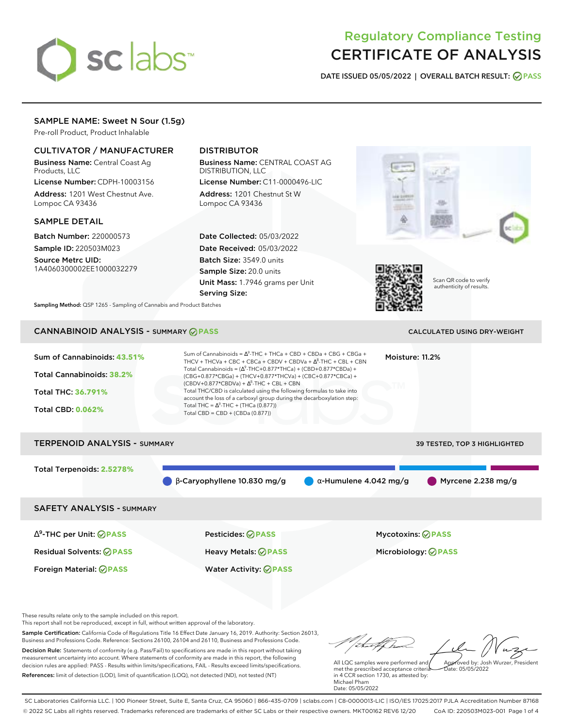# Regulatory Compliance Testing
# CERTIFICATE OF ANALYSIS

DATE ISSUED 05/05/2022 | OVERALL BATCH RESULT: PASS

## SAMPLE NAME: Sweet N Sour (1.5g)

Pre-roll Product, Product Inhalable

### CULTIVATOR / MANUFACTURER

**Business Name:** Central Coast Ag Products, LLC

**License Number:** CDPH-10003156

**Address:** 1201 West Chestnut Ave. Lompoc CA 93436

### DISTRIBUTOR

**Business Name:** CENTRAL COAST AG DISTRIBUTION, LLC

**License Number:** C11-0000496-LIC

**Address:** 1201 Chestnut St W Lompoc CA 93436

### SAMPLE DETAIL

**Batch Number:** 220000573

**Sample ID:** 220503M023

**Source Metrc UID:** 1A4060300002EE1000032279

**Date Collected:** 05/03/2022

**Date Received:** 05/03/2022

**Batch Size:** 3549.0 units

**Sample Size:** 20.0 units

**Unit Mass:** 1.7946 grams per Unit

**Serving Size:**

Scan QR code to verify authenticity of results.

**Sampling Method:** QSP 1265 - Sampling of Cannabis and Product Batches

## CANNABINOID ANALYSIS - SUMMARY PASS

CALCULATED USING DRY-WEIGHT

**Sum of Cannabinoids: 43.51%**

**Total Cannabinoids: 38.2%**

**Total THC: 36.791%**

**Total CBD: 0.062%**

Sum of Cannabinoids = Δ9-THC + THCa + CBD + CBDa + CBG + CBGa + THCV + THCVa + CBC + CBCa + CBDV + CBDVa + Δ8-THC + CBL + CBN

Total Cannabinoids = (Δ9-THC+0.877*THCa) + (CBD+0.877*CBDa) + (CBG+0.877*CBGa) + (THCV+0.877*THCVa) + (CBC+0.877*CBCa) + (CBDV+0.877*CBDVa) + Δ8-THC + CBL + CBN

Total THC/CBD is calculated using the following formulas to take into account the loss of a carboxyl group during the decarboxylation step:

Total THC = Δ9-THC + (THCa (0.877))

Total CBD = CBD + (CBDa (0.877))

**Moisture:** 11.2%

## TERPENOID ANALYSIS - SUMMARY

39 TESTED, TOP 3 HIGHLIGHTED

**Total Terpenoids: 2.5278%**

β-Caryophyllene 10.830 mg/g | α-Humulene 4.042 mg/g | Myrcene 2.238 mg/g

## SAFETY ANALYSIS - SUMMARY

| | | |
|---|---|---|
| Δ9-THC per Unit: PASS | Pesticides: PASS | Mycotoxins: PASS |
| Residual Solvents: PASS | Heavy Metals: PASS | Microbiology: PASS |
| Foreign Material: PASS | Water Activity: PASS | |

These results relate only to the sample included on this report.
This report shall not be reproduced, except in full, without written approval of the laboratory.

**Sample Certification:** California Code of Regulations Title 16 Effect Date January 16, 2019. Authority: Section 26013, Business and Professions Code. Reference: Sections 26100, 26104 and 26110, Business and Professions Code.

**Decision Rule:** Statements of conformity (e.g. Pass/Fail) to specifications are made in this report without taking measurement uncertainty into account. Where statements of conformity are made in this report, the following decision rules are applied: PASS - Results within limits/specifications, FAIL - Results exceed limits/specifications.

**References:** limit of detection (LOD), limit of quantification (LOQ), not detected (ND), not tested (NT)

All LQC samples were performed and met the prescribed acceptance criteria in 4 CCR section 1730, as attested by: Michael Pham
Date: 05/05/2022

Approved by: Josh Wurzer, President
Date: 05/05/2022

SC Laboratories California LLC. | 100 Pioneer Street, Suite E, Santa Cruz, CA 95060 | 866-435-0709 | sclabs.com | C8-0000013-LIC | ISO/IES 17025:2017 PJLA Accreditation Number 87168
© 2022 SC Labs all rights reserved. Trademarks referenced are trademarks of either SC Labs or their respective owners. MKT00162 REV6 12/20 CoA ID: 220503M023-001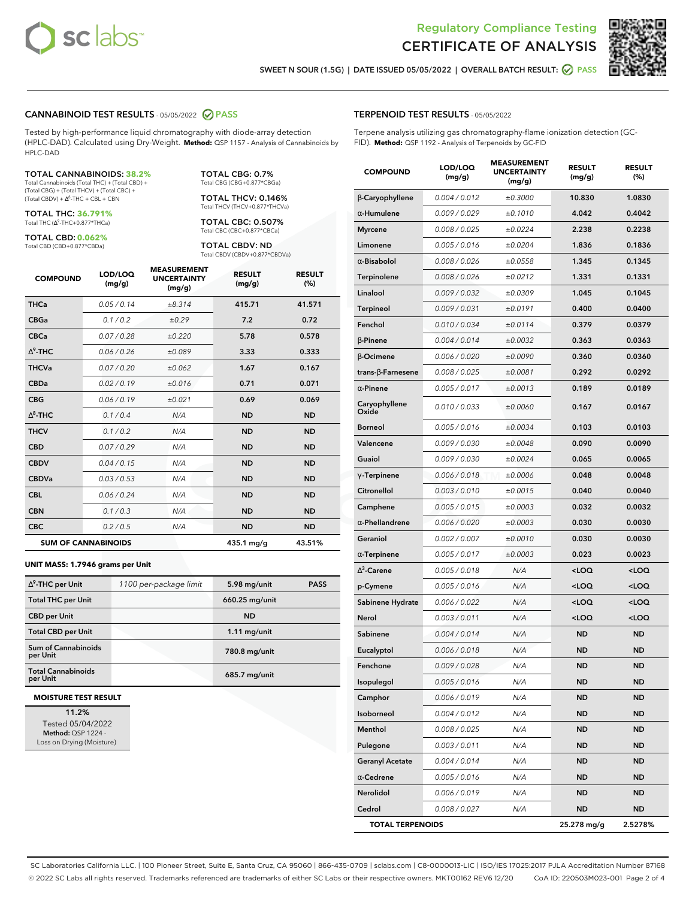Regulatory Compliance Testing

# CERTIFICATE OF ANALYSIS

SWEET N SOUR (1.5G) | DATE ISSUED 05/05/2022 | OVERALL BATCH RESULT: PASS

## CANNABINOID TEST RESULTS - 05/05/2022 PASS

Tested by high-performance liquid chromatography with diode-array detection (HPLC-DAD). Calculated using Dry-Weight. **Method:** QSP 1157 - Analysis of Cannabinoids by HPLC-DAD

**TOTAL CANNABINOIDS: 38.2%**
Total Cannabinoids (Total THC) + (Total CBD) + (Total CBG) + (Total THCV) + (Total CBC) + (Total CBDV) + $\Delta^8$-THC + CBL + CBN

**TOTAL THC: 36.791%**
Total THC ($\Delta^9$-THC+0.877*THCa)

**TOTAL CBD: 0.062%**
Total CBD (CBD+0.877*CBDa)

**TOTAL CBG: 0.7%**
Total CBG (CBG+0.877*CBGa)

**TOTAL THCV: 0.146%**
Total THCV (THCV+0.877*THCVa)

**TOTAL CBC: 0.507%**
Total CBC (CBC+0.877*CBCa)

**TOTAL CBDV: ND**
Total CBDV (CBDV+0.877*CBDVa)

| COMPOUND | LOD/LOQ (mg/g) | MEASUREMENT UNCERTAINTY (mg/g) | RESULT (mg/g) | RESULT (%) |
|---|---|---|---|---|
| THCa | 0.05 / 0.14 | ±8.314 | 415.71 | 41.571 |
| CBGa | 0.1 / 0.2 | ±0.29 | 7.2 | 0.72 |
| CBCa | 0.07 / 0.28 | ±0.220 | 5.78 | 0.578 |
| $\Delta^9$-THC | 0.06 / 0.26 | ±0.089 | 3.33 | 0.333 |
| THCVa | 0.07 / 0.20 | ±0.062 | 1.67 | 0.167 |
| CBDa | 0.02 / 0.19 | ±0.016 | 0.71 | 0.071 |
| CBG | 0.06 / 0.19 | ±0.021 | 0.69 | 0.069 |
| $\Delta^8$-THC | 0.1 / 0.4 | N/A | ND | ND |
| THCV | 0.1 / 0.2 | N/A | ND | ND |
| CBD | 0.07 / 0.29 | N/A | ND | ND |
| CBDV | 0.04 / 0.15 | N/A | ND | ND |
| CBDVa | 0.03 / 0.53 | N/A | ND | ND |
| CBL | 0.06 / 0.24 | N/A | ND | ND |
| CBN | 0.1 / 0.3 | N/A | ND | ND |
| CBC | 0.2 / 0.5 | N/A | ND | ND |
| **SUM OF CANNABINOIDS** | | | 435.1 mg/g | 43.51% |

**UNIT MASS: 1.7946 grams per Unit**

| | | | |
|---|---|---|---|
| $\Delta^9$-THC per Unit | 1100 per-package limit | 5.98 mg/unit | PASS |
| Total THC per Unit | | 660.25 mg/unit | |
| CBD per Unit | | ND | |
| Total CBD per Unit | | 1.11 mg/unit | |
| Sum of Cannabinoids per Unit | | 780.8 mg/unit | |
| Total Cannabinoids per Unit | | 685.7 mg/unit | |

**MOISTURE TEST RESULT**

11.2%
Tested 05/04/2022
**Method:** QSP 1224 - Loss on Drying (Moisture)

## TERPENOID TEST RESULTS - 05/05/2022

Terpene analysis utilizing gas chromatography-flame ionization detection (GC-FID). **Method:** QSP 1192 - Analysis of Terpenoids by GC-FID

| COMPOUND | LOD/LOQ (mg/g) | MEASUREMENT UNCERTAINTY (mg/g) | RESULT (mg/g) | RESULT (%) |
|---|---|---|---|---|
| β-Caryophyllene | 0.004 / 0.012 | ±0.3000 | 10.830 | 1.0830 |
| α-Humulene | 0.009 / 0.029 | ±0.1010 | 4.042 | 0.4042 |
| Myrcene | 0.008 / 0.025 | ±0.0224 | 2.238 | 0.2238 |
| Limonene | 0.005 / 0.016 | ±0.0204 | 1.836 | 0.1836 |
| α-Bisabolol | 0.008 / 0.026 | ±0.0558 | 1.345 | 0.1345 |
| Terpinolene | 0.008 / 0.026 | ±0.0212 | 1.331 | 0.1331 |
| Linalool | 0.009 / 0.032 | ±0.0309 | 1.045 | 0.1045 |
| Terpineol | 0.009 / 0.031 | ±0.0191 | 0.400 | 0.0400 |
| Fenchol | 0.010 / 0.034 | ±0.0114 | 0.379 | 0.0379 |
| β-Pinene | 0.004 / 0.014 | ±0.0032 | 0.363 | 0.0363 |
| β-Ocimene | 0.006 / 0.020 | ±0.0090 | 0.360 | 0.0360 |
| trans-β-Farnesene | 0.008 / 0.025 | ±0.0081 | 0.292 | 0.0292 |
| α-Pinene | 0.005 / 0.017 | ±0.0013 | 0.189 | 0.0189 |
| Caryophyllene Oxide | 0.010 / 0.033 | ±0.0060 | 0.167 | 0.0167 |
| Borneol | 0.005 / 0.016 | ±0.0034 | 0.103 | 0.0103 |
| Valencene | 0.009 / 0.030 | ±0.0048 | 0.090 | 0.0090 |
| Guaiol | 0.009 / 0.030 | ±0.0024 | 0.065 | 0.0065 |
| γ-Terpinene | 0.006 / 0.018 | ±0.0006 | 0.048 | 0.0048 |
| Citronellol | 0.003 / 0.010 | ±0.0015 | 0.040 | 0.0040 |
| Camphene | 0.005 / 0.015 | ±0.0003 | 0.032 | 0.0032 |
| α-Phellandrene | 0.006 / 0.020 | ±0.0003 | 0.030 | 0.0030 |
| Geraniol | 0.002 / 0.007 | ±0.0010 | 0.030 | 0.0030 |
| α-Terpinene | 0.005 / 0.017 | ±0.0003 | 0.023 | 0.0023 |
| $\Delta^3$-Carene | 0.005 / 0.018 | N/A | <LOQ | <LOQ |
| p-Cymene | 0.005 / 0.016 | N/A | <LOQ | <LOQ |
| Sabinene Hydrate | 0.006 / 0.022 | N/A | <LOQ | <LOQ |
| Nerol | 0.003 / 0.011 | N/A | <LOQ | <LOQ |
| Sabinene | 0.004 / 0.014 | N/A | ND | ND |
| Eucalyptol | 0.006 / 0.018 | N/A | ND | ND |
| Fenchone | 0.009 / 0.028 | N/A | ND | ND |
| Isopulegol | 0.005 / 0.016 | N/A | ND | ND |
| Camphor | 0.006 / 0.019 | N/A | ND | ND |
| Isoborneol | 0.004 / 0.012 | N/A | ND | ND |
| Menthol | 0.008 / 0.025 | N/A | ND | ND |
| Pulegone | 0.003 / 0.011 | N/A | ND | ND |
| Geranyl Acetate | 0.004 / 0.014 | N/A | ND | ND |
| α-Cedrene | 0.005 / 0.016 | N/A | ND | ND |
| Nerolidol | 0.006 / 0.019 | N/A | ND | ND |
| Cedrol | 0.008 / 0.027 | N/A | ND | ND |
| **TOTAL TERPENOIDS** | | | 25.278 mg/g | 2.5278% |

SC Laboratories California LLC. | 100 Pioneer Street, Suite E, Santa Cruz, CA 95060 | 866-435-0709 | sclabs.com | C8-0000013-LIC | ISO/IES 17025:2017 PJLA Accreditation Number 87168
© 2022 SC Labs all rights reserved. Trademarks referenced are trademarks of either SC Labs or their respective owners. MKT00162 REV6 12/20 CoA ID: 220503M023-001